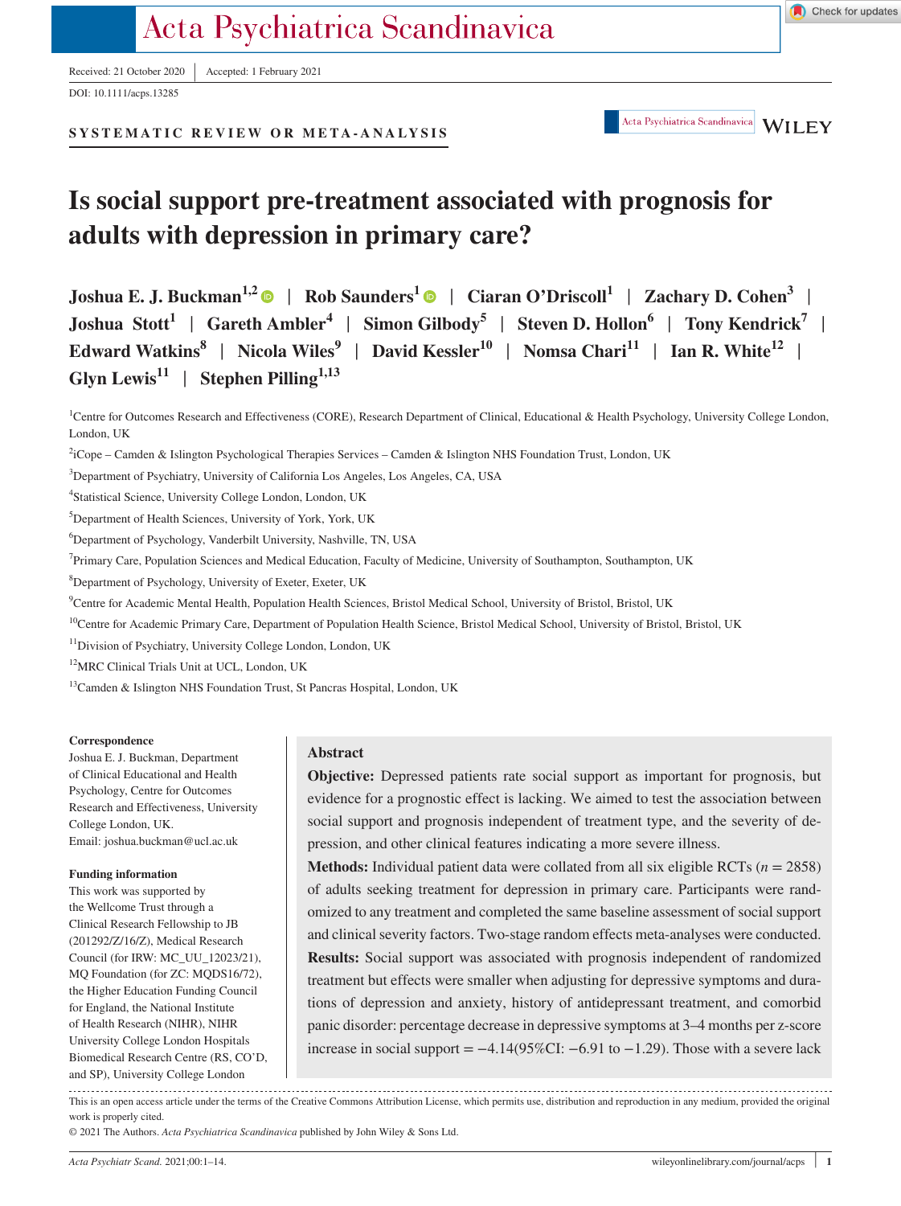Received: 21 October 2020 | Accepted: 1 February 2021

DOI: 10.1111/acps.13285

SYSTEMATIC REVIEW OR META-ANALYSIS

# Is social support pre-treatment associated with prognosis for adults with depression in primary care?

**Joshua E. J. Buckman**[1,2] | **Rob Saunders**[1] | **Ciaran O'Driscoll**[1] | **Zachary D. Cohen**[3] | **Joshua Stott**[1] | **Gareth Ambler**[4] | **Simon Gilbody**[5] | **Steven D. Hollon**[6] | **Tony Kendrick**[7] | **Edward Watkins**[8] | **Nicola Wiles**[9] | **David Kessler**[10] | **Nomsa Chari**[11] | **Ian R. White**[12] | **Glyn Lewis**[11] | **Stephen Pilling**[1,13]

[1]Centre for Outcomes Research and Effectiveness (CORE), Research Department of Clinical, Educational & Health Psychology, University College London, London, UK

[2]iCope – Camden & Islington Psychological Therapies Services – Camden & Islington NHS Foundation Trust, London, UK

[3]Department of Psychiatry, University of California Los Angeles, Los Angeles, CA, USA

[4]Statistical Science, University College London, London, UK

[5]Department of Health Sciences, University of York, York, UK

[6]Department of Psychology, Vanderbilt University, Nashville, TN, USA

[7]Primary Care, Population Sciences and Medical Education, Faculty of Medicine, University of Southampton, Southampton, UK

[8]Department of Psychology, University of Exeter, Exeter, UK

[9]Centre for Academic Mental Health, Population Health Sciences, Bristol Medical School, University of Bristol, Bristol, UK

[10]Centre for Academic Primary Care, Department of Population Health Science, Bristol Medical School, University of Bristol, Bristol, UK

[11]Division of Psychiatry, University College London, London, UK

[12]MRC Clinical Trials Unit at UCL, London, UK

[13]Camden & Islington NHS Foundation Trust, St Pancras Hospital, London, UK

**Correspondence**

Joshua E. J. Buckman, Department of Clinical Educational and Health Psychology, Centre for Outcomes Research and Effectiveness, University College London, UK.
Email: joshua.buckman@ucl.ac.uk

**Funding information**

This work was supported by the Wellcome Trust through a Clinical Research Fellowship to JB (201292/Z/16/Z), Medical Research Council (for IRW: MC_UU_12023/21), MQ Foundation (for ZC: MQDS16/72), the Higher Education Funding Council for England, the National Institute of Health Research (NIHR), NIHR University College London Hospitals Biomedical Research Centre (RS, CO'D, and SP), University College London

## Abstract

**Objective:** Depressed patients rate social support as important for prognosis, but evidence for a prognostic effect is lacking. We aimed to test the association between social support and prognosis independent of treatment type, and the severity of depression, and other clinical features indicating a more severe illness.

**Methods:** Individual patient data were collated from all six eligible RCTs ($n = 2858$) of adults seeking treatment for depression in primary care. Participants were randomized to any treatment and completed the same baseline assessment of social support and clinical severity factors. Two-stage random effects meta-analyses were conducted.

**Results:** Social support was associated with prognosis independent of randomized treatment but effects were smaller when adjusting for depressive symptoms and durations of depression and anxiety, history of antidepressant treatment, and comorbid panic disorder: percentage decrease in depressive symptoms at 3–4 months per z-score increase in social support = −4.14(95%CI: −6.91 to −1.29). Those with a severe lack

This is an open access article under the terms of the Creative Commons Attribution License, which permits use, distribution and reproduction in any medium, provided the original work is properly cited.

© 2021 The Authors. *Acta Psychiatrica Scandinavica* published by John Wiley & Sons Ltd.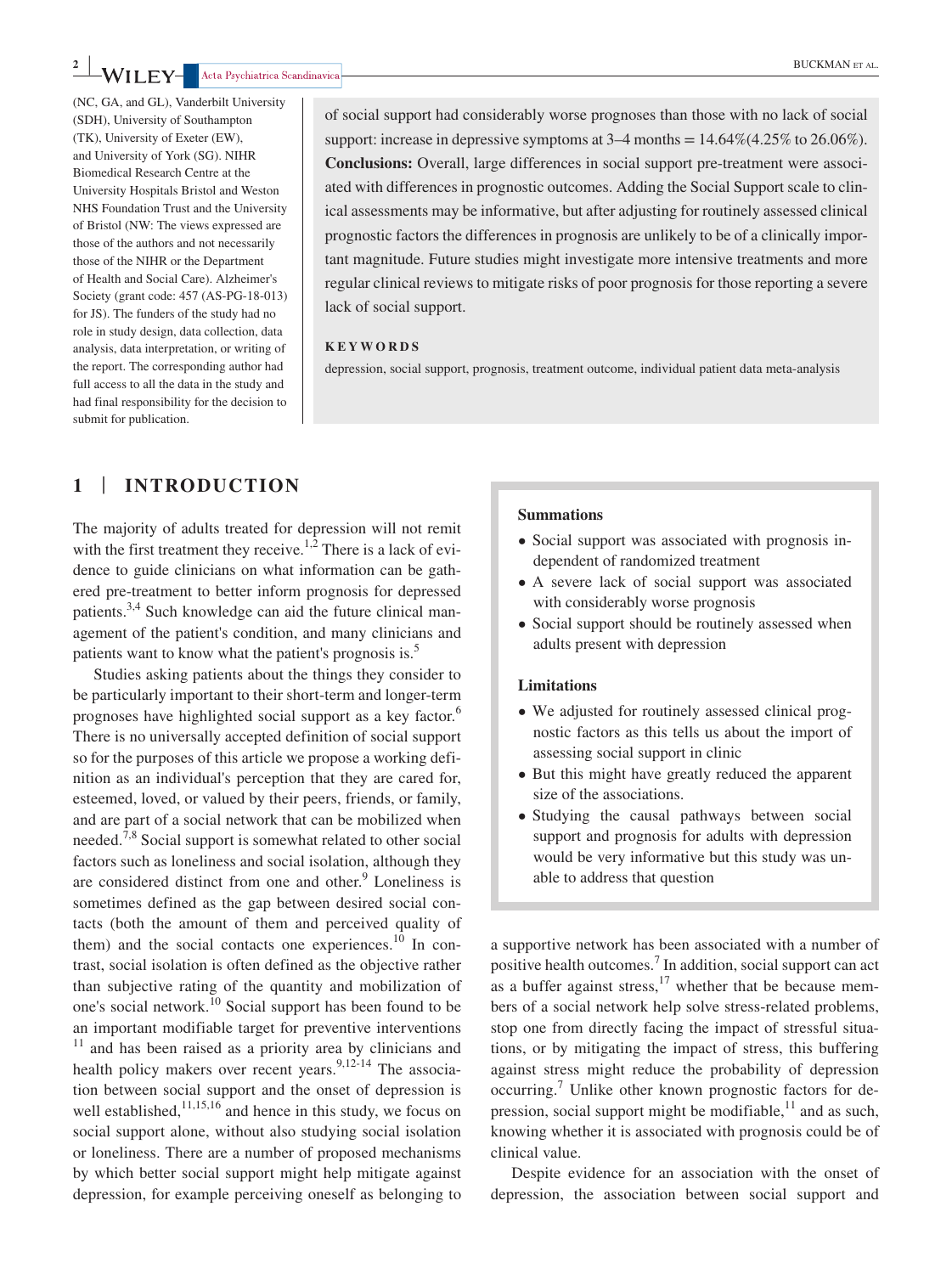(NC, GA, and GL), Vanderbilt University (SDH), University of Southampton (TK), University of Exeter (EW), and University of York (SG). NIHR Biomedical Research Centre at the University Hospitals Bristol and Weston NHS Foundation Trust and the University of Bristol (NW: The views expressed are those of the authors and not necessarily those of the NIHR or the Department of Health and Social Care). Alzheimer's Society (grant code: 457 (AS-PG-18-013) for JS). The funders of the study had no role in study design, data collection, data analysis, data interpretation, or writing of the report. The corresponding author had full access to all the data in the study and had final responsibility for the decision to submit for publication.

of social support had considerably worse prognoses than those with no lack of social support: increase in depressive symptoms at 3–4 months = 14.64%(4.25% to 26.06%).
**Conclusions:** Overall, large differences in social support pre-treatment were associated with differences in prognostic outcomes. Adding the Social Support scale to clinical assessments may be informative, but after adjusting for routinely assessed clinical prognostic factors the differences in prognosis are unlikely to be of a clinically important magnitude. Future studies might investigate more intensive treatments and more regular clinical reviews to mitigate risks of poor prognosis for those reporting a severe lack of social support.

**KEYWORDS**

depression, social support, prognosis, treatment outcome, individual patient data meta-analysis

## 1 | INTRODUCTION

The majority of adults treated for depression will not remit with the first treatment they receive.[1,2] There is a lack of evidence to guide clinicians on what information can be gathered pre-treatment to better inform prognosis for depressed patients.[3,4] Such knowledge can aid the future clinical management of the patient's condition, and many clinicians and patients want to know what the patient's prognosis is.[5]

Studies asking patients about the things they consider to be particularly important to their short-term and longer-term prognoses have highlighted social support as a key factor.[6] There is no universally accepted definition of social support so for the purposes of this article we propose a working definition as an individual's perception that they are cared for, esteemed, loved, or valued by their peers, friends, or family, and are part of a social network that can be mobilized when needed.[7,8] Social support is somewhat related to other social factors such as loneliness and social isolation, although they are considered distinct from one and other.[9] Loneliness is sometimes defined as the gap between desired social contacts (both the amount of them and perceived quality of them) and the social contacts one experiences.[10] In contrast, social isolation is often defined as the objective rather than subjective rating of the quantity and mobilization of one's social network.[10] Social support has been found to be an important modifiable target for preventive interventions [11] and has been raised as a priority area by clinicians and health policy makers over recent years.[9,12-14] The association between social support and the onset of depression is well established,[11,15,16] and hence in this study, we focus on social support alone, without also studying social isolation or loneliness. There are a number of proposed mechanisms by which better social support might help mitigate against depression, for example perceiving oneself as belonging to a supportive network has been associated with a number of positive health outcomes.[7] In addition, social support can act as a buffer against stress,[17] whether that be because members of a social network help solve stress-related problems, stop one from directly facing the impact of stressful situations, or by mitigating the impact of stress, this buffering against stress might reduce the probability of depression occurring.[7] Unlike other known prognostic factors for depression, social support might be modifiable,[11] and as such, knowing whether it is associated with prognosis could be of clinical value.

> **Summations**
>
> - Social support was associated with prognosis independent of randomized treatment
> - A severe lack of social support was associated with considerably worse prognosis
> - Social support should be routinely assessed when adults present with depression
>
> **Limitations**
>
> - We adjusted for routinely assessed clinical prognostic factors as this tells us about the import of assessing social support in clinic
> - But this might have greatly reduced the apparent size of the associations.
> - Studying the causal pathways between social support and prognosis for adults with depression would be very informative but this study was unable to address that question

Despite evidence for an association with the onset of depression, the association between social support and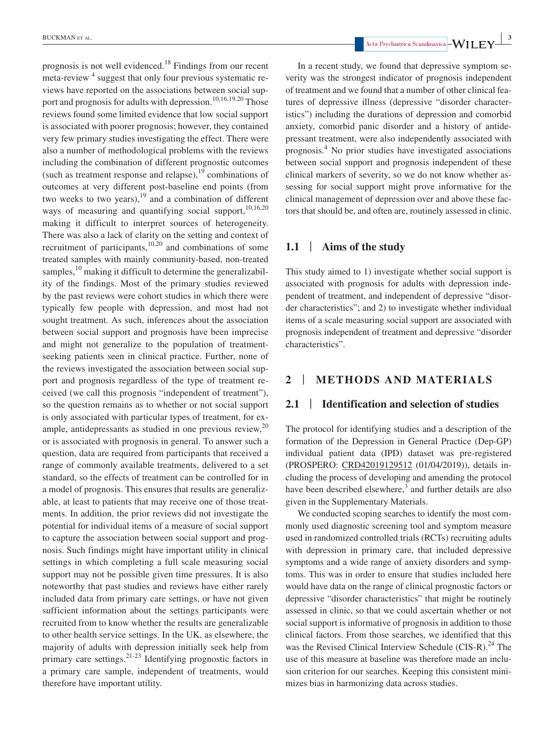prognosis is not well evidenced.[18] Findings from our recent meta-review [4] suggest that only four previous systematic reviews have reported on the associations between social support and prognosis for adults with depression.[10,16,19,20] Those reviews found some limited evidence that low social support is associated with poorer prognosis; however, they contained very few primary studies investigating the effect. There were also a number of methodological problems with the reviews including the combination of different prognostic outcomes (such as treatment response and relapse),[19] combinations of outcomes at very different post-baseline end points (from two weeks to two years),[19] and a combination of different ways of measuring and quantifying social support,[10,16,20] making it difficult to interpret sources of heterogeneity. There was also a lack of clarity on the setting and context of recruitment of participants,[10,20] and combinations of some treated samples with mainly community-based, non-treated samples,[10] making it difficult to determine the generalizability of the findings. Most of the primary studies reviewed by the past reviews were cohort studies in which there were typically few people with depression, and most had not sought treatment. As such, inferences about the association between social support and prognosis have been imprecise and might not generalize to the population of treatment-seeking patients seen in clinical practice. Further, none of the reviews investigated the association between social support and prognosis regardless of the type of treatment received (we call this prognosis "independent of treatment"), so the question remains as to whether or not social support is only associated with particular types of treatment, for example, antidepressants as studied in one previous review,[20] or is associated with prognosis in general. To answer such a question, data are required from participants that received a range of commonly available treatments, delivered to a set standard, so the effects of treatment can be controlled for in a model of prognosis. This ensures that results are generalizable, at least to patients that may receive one of those treatments. In addition, the prior reviews did not investigate the potential for individual items of a measure of social support to capture the association between social support and prognosis. Such findings might have important utility in clinical settings in which completing a full scale measuring social support may not be possible given time pressures. It is also noteworthy that past studies and reviews have either rarely included data from primary care settings, or have not given sufficient information about the settings participants were recruited from to know whether the results are generalizable to other health service settings. In the UK, as elsewhere, the majority of adults with depression initially seek help from primary care settings.[21-23] Identifying prognostic factors in a primary care sample, independent of treatments, would therefore have important utility.

In a recent study, we found that depressive symptom severity was the strongest indicator of prognosis independent of treatment and we found that a number of other clinical features of depressive illness (depressive "disorder characteristics") including the durations of depression and comorbid anxiety, comorbid panic disorder and a history of antidepressant treatment, were also independently associated with prognosis.[4] No prior studies have investigated associations between social support and prognosis independent of these clinical markers of severity, so we do not know whether assessing for social support might prove informative for the clinical management of depression over and above these factors that should be, and often are, routinely assessed in clinic.

### 1.1 | Aims of the study

This study aimed to 1) investigate whether social support is associated with prognosis for adults with depression independent of treatment, and independent of depressive "disorder characteristics"; and 2) to investigate whether individual items of a scale measuring social support are associated with prognosis independent of treatment and depressive "disorder characteristics".

## 2 | METHODS AND MATERIALS

### 2.1 | Identification and selection of studies

The protocol for identifying studies and a description of the formation of the Depression in General Practice (Dep-GP) individual patient data (IPD) dataset was pre-registered (PROSPERO: CRD42019129512 (01/04/2019)), details including the process of developing and amending the protocol have been described elsewhere,[3] and further details are also given in the Supplementary Materials.

We conducted scoping searches to identify the most commonly used diagnostic screening tool and symptom measure used in randomized controlled trials (RCTs) recruiting adults with depression in primary care, that included depressive symptoms and a wide range of anxiety disorders and symptoms. This was in order to ensure that studies included here would have data on the range of clinical prognostic factors or depressive "disorder characteristics" that might be routinely assessed in clinic, so that we could ascertain whether or not social support is informative of prognosis in addition to those clinical factors. From those searches, we identified that this was the Revised Clinical Interview Schedule (CIS-R).[24] The use of this measure at baseline was therefore made an inclusion criterion for our searches. Keeping this consistent minimizes bias in harmonizing data across studies.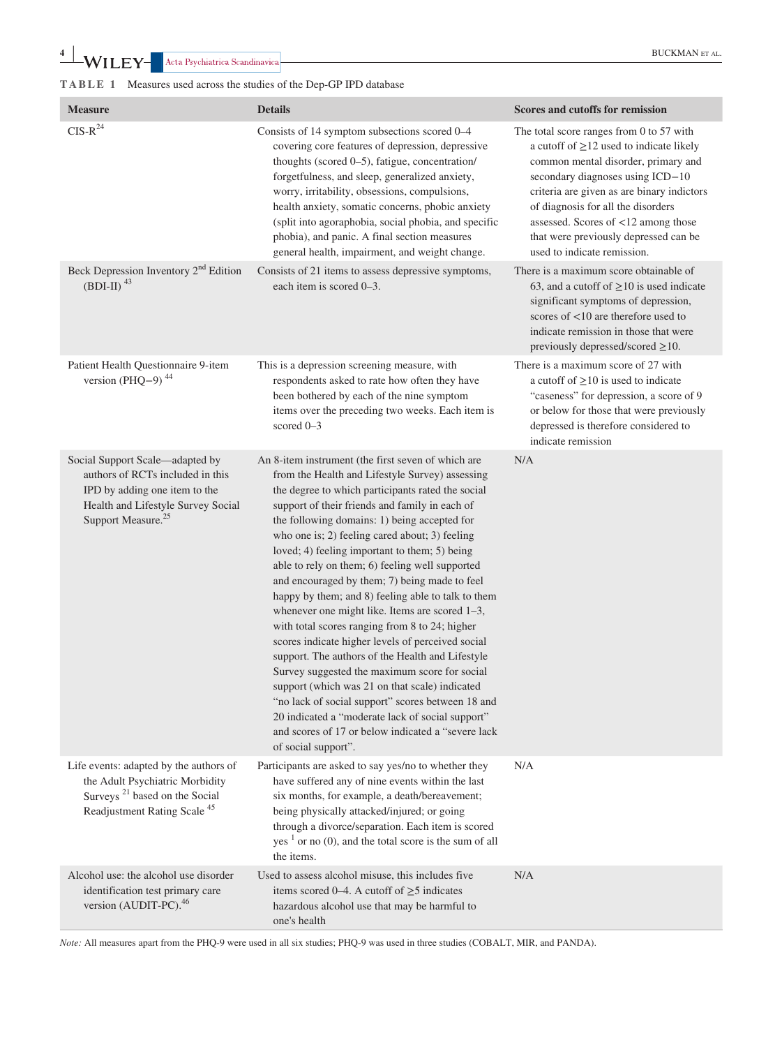**TABLE 1** Measures used across the studies of the Dep-GP IPD database

| Measure | Details | Scores and cutoffs for remission |
|---|---|---|
| CIS-R[24] | Consists of 14 symptom subsections scored 0–4 covering core features of depression, depressive thoughts (scored 0–5), fatigue, concentration/forgetfulness, and sleep, generalized anxiety, worry, irritability, obsessions, compulsions, health anxiety, somatic concerns, phobic anxiety (split into agoraphobia, social phobia, and specific phobia), and panic. A final section measures general health, impairment, and weight change. | The total score ranges from 0 to 57 with a cutoff of ≥12 used to indicate likely common mental disorder, primary and secondary diagnoses using ICD−10 criteria are given as are binary indictors of diagnosis for all the disorders assessed. Scores of <12 among those that were previously depressed can be used to indicate remission. |
| Beck Depression Inventory 2nd Edition (BDI-II) [43] | Consists of 21 items to assess depressive symptoms, each item is scored 0–3. | There is a maximum score obtainable of 63, and a cutoff of ≥10 is used indicate significant symptoms of depression, scores of <10 are therefore used to indicate remission in those that were previously depressed/scored ≥10. |
| Patient Health Questionnaire 9-item version (PHQ−9) [44] | This is a depression screening measure, with respondents asked to rate how often they have been bothered by each of the nine symptom items over the preceding two weeks. Each item is scored 0–3 | There is a maximum score of 27 with a cutoff of ≥10 is used to indicate "caseness" for depression, a score of 9 or below for those that were previously depressed is therefore considered to indicate remission |
| Social Support Scale—adapted by authors of RCTs included in this IPD by adding one item to the Health and Lifestyle Survey Social Support Measure.[25] | An 8-item instrument (the first seven of which are from the Health and Lifestyle Survey) assessing the degree to which participants rated the social support of their friends and family in each of the following domains: 1) being accepted for who one is; 2) feeling cared about; 3) feeling loved; 4) feeling important to them; 5) being able to rely on them; 6) feeling well supported and encouraged by them; 7) being made to feel happy by them; and 8) feeling able to talk to them whenever one might like. Items are scored 1–3, with total scores ranging from 8 to 24; higher scores indicate higher levels of perceived social support. The authors of the Health and Lifestyle Survey suggested the maximum score for social support (which was 21 on that scale) indicated "no lack of social support" scores between 18 and 20 indicated a "moderate lack of social support" and scores of 17 or below indicated a "severe lack of social support". | N/A |
| Life events: adapted by the authors of the Adult Psychiatric Morbidity Surveys [21] based on the Social Readjustment Rating Scale [45] | Participants are asked to say yes/no to whether they have suffered any of nine events within the last six months, for example, a death/bereavement; being physically attacked/injured; or going through a divorce/separation. Each item is scored yes [1] or no (0), and the total score is the sum of all the items. | N/A |
| Alcohol use: the alcohol use disorder identification test primary care version (AUDIT-PC).[46] | Used to assess alcohol misuse, this includes five items scored 0–4. A cutoff of ≥5 indicates hazardous alcohol use that may be harmful to one's health | N/A |

*Note:* All measures apart from the PHQ-9 were used in all six studies; PHQ-9 was used in three studies (COBALT, MIR, and PANDA).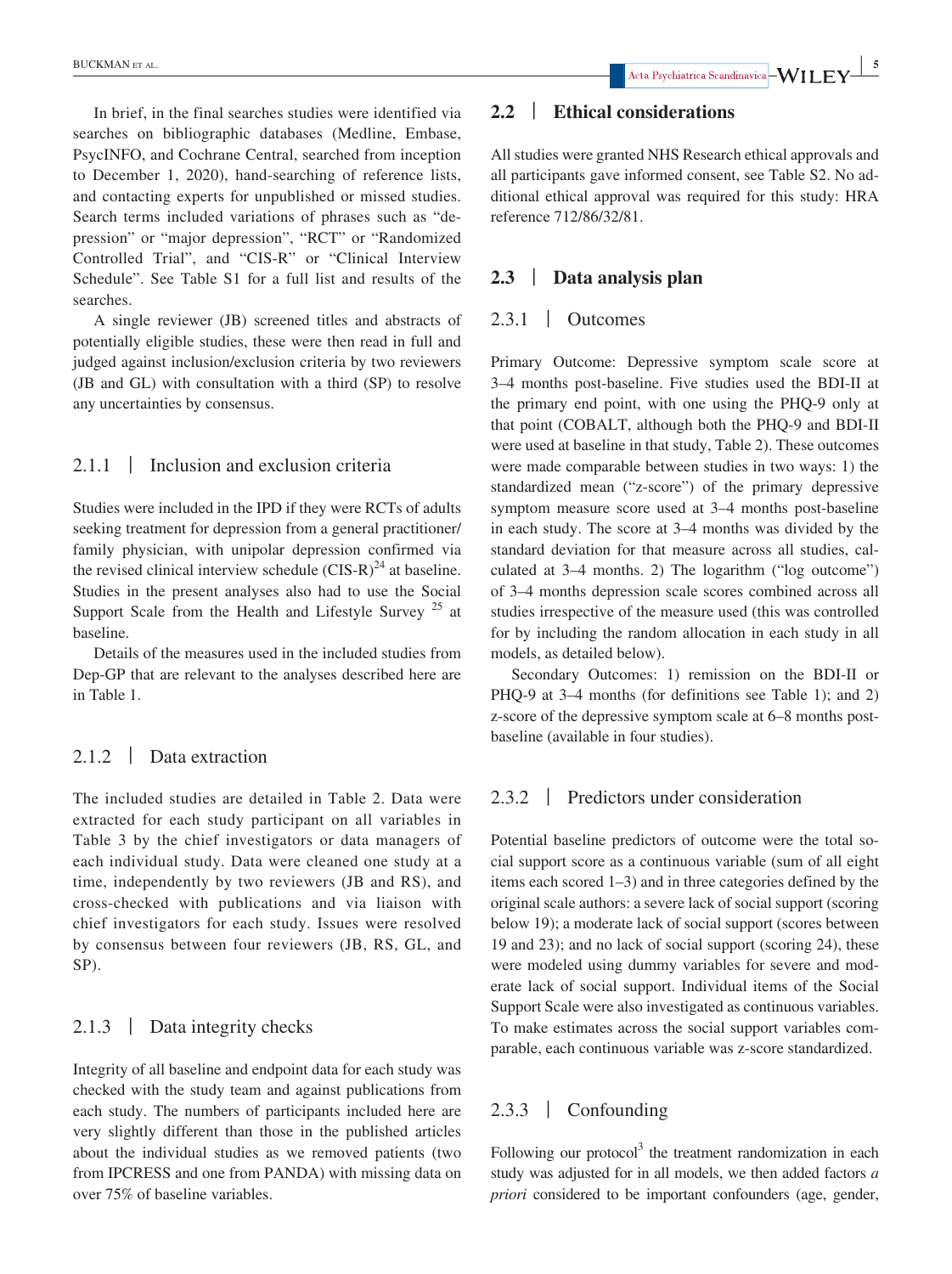In brief, in the final searches studies were identified via searches on bibliographic databases (Medline, Embase, PsycINFO, and Cochrane Central, searched from inception to December 1, 2020), hand-searching of reference lists, and contacting experts for unpublished or missed studies. Search terms included variations of phrases such as "depression" or "major depression", "RCT" or "Randomized Controlled Trial", and "CIS-R" or "Clinical Interview Schedule". See Table S1 for a full list and results of the searches.

A single reviewer (JB) screened titles and abstracts of potentially eligible studies, these were then read in full and judged against inclusion/exclusion criteria by two reviewers (JB and GL) with consultation with a third (SP) to resolve any uncertainties by consensus.

#### 2.1.1 | Inclusion and exclusion criteria

Studies were included in the IPD if they were RCTs of adults seeking treatment for depression from a general practitioner/family physician, with unipolar depression confirmed via the revised clinical interview schedule (CIS-R)[24] at baseline. Studies in the present analyses also had to use the Social Support Scale from the Health and Lifestyle Survey [25] at baseline.

Details of the measures used in the included studies from Dep-GP that are relevant to the analyses described here are in Table 1.

#### 2.1.2 | Data extraction

The included studies are detailed in Table 2. Data were extracted for each study participant on all variables in Table 3 by the chief investigators or data managers of each individual study. Data were cleaned one study at a time, independently by two reviewers (JB and RS), and cross-checked with publications and via liaison with chief investigators for each study. Issues were resolved by consensus between four reviewers (JB, RS, GL, and SP).

#### 2.1.3 | Data integrity checks

Integrity of all baseline and endpoint data for each study was checked with the study team and against publications from each study. The numbers of participants included here are very slightly different than those in the published articles about the individual studies as we removed patients (two from IPCRESS and one from PANDA) with missing data on over 75% of baseline variables.

### 2.2 | Ethical considerations

All studies were granted NHS Research ethical approvals and all participants gave informed consent, see Table S2. No additional ethical approval was required for this study: HRA reference 712/86/32/81.

### 2.3 | Data analysis plan

#### 2.3.1 | Outcomes

Primary Outcome: Depressive symptom scale score at 3–4 months post-baseline. Five studies used the BDI-II at the primary end point, with one using the PHQ-9 only at that point (COBALT, although both the PHQ-9 and BDI-II were used at baseline in that study, Table 2). These outcomes were made comparable between studies in two ways: 1) the standardized mean ("z-score") of the primary depressive symptom measure score used at 3–4 months post-baseline in each study. The score at 3–4 months was divided by the standard deviation for that measure across all studies, calculated at 3–4 months. 2) The logarithm ("log outcome") of 3–4 months depression scale scores combined across all studies irrespective of the measure used (this was controlled for by including the random allocation in each study in all models, as detailed below).

Secondary Outcomes: 1) remission on the BDI-II or PHQ-9 at 3–4 months (for definitions see Table 1); and 2) z-score of the depressive symptom scale at 6–8 months post-baseline (available in four studies).

#### 2.3.2 | Predictors under consideration

Potential baseline predictors of outcome were the total social support score as a continuous variable (sum of all eight items each scored 1–3) and in three categories defined by the original scale authors: a severe lack of social support (scoring below 19); a moderate lack of social support (scores between 19 and 23); and no lack of social support (scoring 24), these were modeled using dummy variables for severe and moderate lack of social support. Individual items of the Social Support Scale were also investigated as continuous variables. To make estimates across the social support variables comparable, each continuous variable was z-score standardized.

#### 2.3.3 | Confounding

Following our protocol[3] the treatment randomization in each study was adjusted for in all models, we then added factors *a priori* considered to be important confounders (age, gender,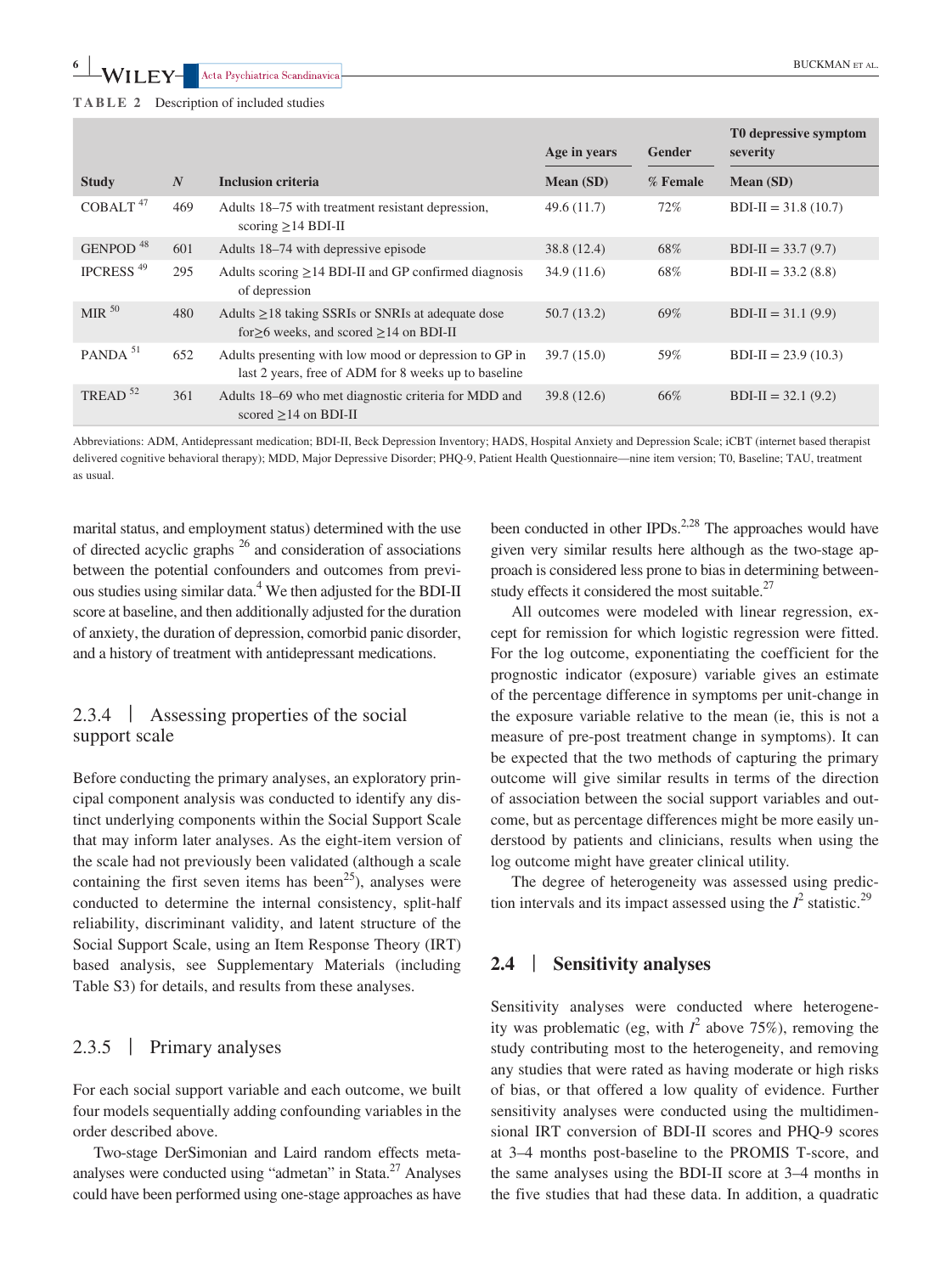**TABLE 2** Description of included studies

| | | | Age in years | Gender | T0 depressive symptom severity |
|---|---|---|---|---|---|
| **Study** | ***N*** | **Inclusion criteria** | **Mean (SD)** | **% Female** | **Mean (SD)** |
| COBALT [47] | 469 | Adults 18–75 with treatment resistant depression, scoring ≥14 BDI-II | 49.6 (11.7) | 72% | BDI-II = 31.8 (10.7) |
| GENPOD [48] | 601 | Adults 18–74 with depressive episode | 38.8 (12.4) | 68% | BDI-II = 33.7 (9.7) |
| IPCRESS [49] | 295 | Adults scoring ≥14 BDI-II and GP confirmed diagnosis of depression | 34.9 (11.6) | 68% | BDI-II = 33.2 (8.8) |
| MIR [50] | 480 | Adults ≥18 taking SSRIs or SNRIs at adequate dose for≥6 weeks, and scored ≥14 on BDI-II | 50.7 (13.2) | 69% | BDI-II = 31.1 (9.9) |
| PANDA [51] | 652 | Adults presenting with low mood or depression to GP in last 2 years, free of ADM for 8 weeks up to baseline | 39.7 (15.0) | 59% | BDI-II = 23.9 (10.3) |
| TREAD [52] | 361 | Adults 18–69 who met diagnostic criteria for MDD and scored ≥14 on BDI-II | 39.8 (12.6) | 66% | BDI-II = 32.1 (9.2) |

Abbreviations: ADM, Antidepressant medication; BDI-II, Beck Depression Inventory; HADS, Hospital Anxiety and Depression Scale; iCBT (internet based therapist delivered cognitive behavioral therapy); MDD, Major Depressive Disorder; PHQ-9, Patient Health Questionnaire—nine item version; T0, Baseline; TAU, treatment as usual.

marital status, and employment status) determined with the use of directed acyclic graphs [26] and consideration of associations between the potential confounders and outcomes from previous studies using similar data.[4] We then adjusted for the BDI-II score at baseline, and then additionally adjusted for the duration of anxiety, the duration of depression, comorbid panic disorder, and a history of treatment with antidepressant medications.

### 2.3.4 | Assessing properties of the social support scale

Before conducting the primary analyses, an exploratory principal component analysis was conducted to identify any distinct underlying components within the Social Support Scale that may inform later analyses. As the eight-item version of the scale had not previously been validated (although a scale containing the first seven items has been[25]), analyses were conducted to determine the internal consistency, split-half reliability, discriminant validity, and latent structure of the Social Support Scale, using an Item Response Theory (IRT) based analysis, see Supplementary Materials (including Table S3) for details, and results from these analyses.

### 2.3.5 | Primary analyses

For each social support variable and each outcome, we built four models sequentially adding confounding variables in the order described above.

Two-stage DerSimonian and Laird random effects meta-analyses were conducted using "admetan" in Stata.[27] Analyses could have been performed using one-stage approaches as have been conducted in other IPDs.[2,28] The approaches would have given very similar results here although as the two-stage approach is considered less prone to bias in determining between-study effects it considered the most suitable.[27]

All outcomes were modeled with linear regression, except for remission for which logistic regression were fitted. For the log outcome, exponentiating the coefficient for the prognostic indicator (exposure) variable gives an estimate of the percentage difference in symptoms per unit-change in the exposure variable relative to the mean (ie, this is not a measure of pre-post treatment change in symptoms). It can be expected that the two methods of capturing the primary outcome will give similar results in terms of the direction of association between the social support variables and outcome, but as percentage differences might be more easily understood by patients and clinicians, results when using the log outcome might have greater clinical utility.

The degree of heterogeneity was assessed using prediction intervals and its impact assessed using the $I^2$ statistic.[29]

## 2.4 | Sensitivity analyses

Sensitivity analyses were conducted where heterogeneity was problematic (eg, with $I^2$ above 75%), removing the study contributing most to the heterogeneity, and removing any studies that were rated as having moderate or high risks of bias, or that offered a low quality of evidence. Further sensitivity analyses were conducted using the multidimensional IRT conversion of BDI-II scores and PHQ-9 scores at 3–4 months post-baseline to the PROMIS T-score, and the same analyses using the BDI-II score at 3–4 months in the five studies that had these data. In addition, a quadratic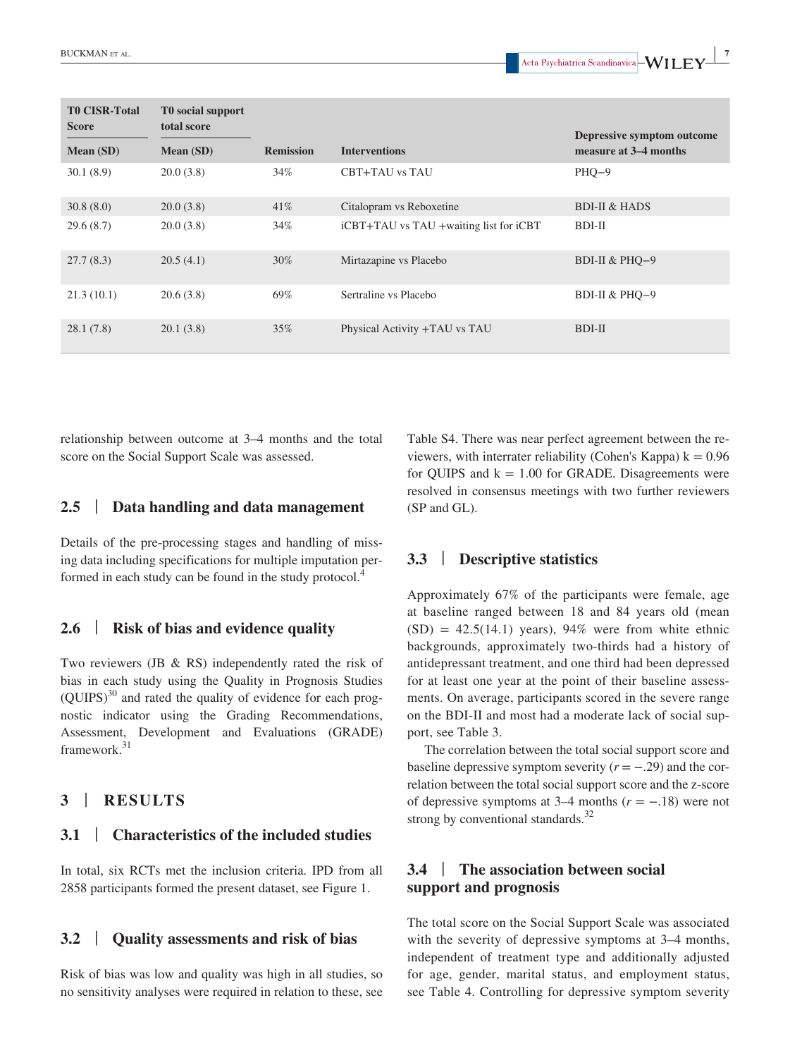| T0 CISR-Total Score | T0 social support total score | | | |
|---|---|---|---|---|
| Mean (SD) | Mean (SD) | Remission | Interventions | Depressive symptom outcome measure at 3–4 months |
| 30.1 (8.9) | 20.0 (3.8) | 34% | CBT+TAU vs TAU | PHQ−9 |
| 30.8 (8.0) | 20.0 (3.8) | 41% | Citalopram vs Reboxetine | BDI-II & HADS |
| 29.6 (8.7) | 20.0 (3.8) | 34% | iCBT+TAU vs TAU +waiting list for iCBT | BDI-II |
| 27.7 (8.3) | 20.5 (4.1) | 30% | Mirtazapine vs Placebo | BDI-II & PHQ−9 |
| 21.3 (10.1) | 20.6 (3.8) | 69% | Sertraline vs Placebo | BDI-II & PHQ−9 |
| 28.1 (7.8) | 20.1 (3.8) | 35% | Physical Activity +TAU vs TAU | BDI-II |

relationship between outcome at 3–4 months and the total score on the Social Support Scale was assessed.

### 2.5 | Data handling and data management

Details of the pre-processing stages and handling of missing data including specifications for multiple imputation performed in each study can be found in the study protocol.[4]

### 2.6 | Risk of bias and evidence quality

Two reviewers (JB & RS) independently rated the risk of bias in each study using the Quality in Prognosis Studies (QUIPS)[30] and rated the quality of evidence for each prognostic indicator using the Grading Recommendations, Assessment, Development and Evaluations (GRADE) framework.[31]

## 3 | RESULTS

### 3.1 | Characteristics of the included studies

In total, six RCTs met the inclusion criteria. IPD from all 2858 participants formed the present dataset, see Figure 1.

### 3.2 | Quality assessments and risk of bias

Risk of bias was low and quality was high in all studies, so no sensitivity analyses were required in relation to these, see Table S4. There was near perfect agreement between the reviewers, with interrater reliability (Cohen's Kappa) k = 0.96 for QUIPS and k = 1.00 for GRADE. Disagreements were resolved in consensus meetings with two further reviewers (SP and GL).

### 3.3 | Descriptive statistics

Approximately 67% of the participants were female, age at baseline ranged between 18 and 84 years old (mean (SD) = 42.5(14.1) years), 94% were from white ethnic backgrounds, approximately two-thirds had a history of antidepressant treatment, and one third had been depressed for at least one year at the point of their baseline assessments. On average, participants scored in the severe range on the BDI-II and most had a moderate lack of social support, see Table 3.

The correlation between the total social support score and baseline depressive symptom severity ($r = -.29$) and the correlation between the total social support score and the z-score of depressive symptoms at 3–4 months ($r = -.18$) were not strong by conventional standards.[32]

### 3.4 | The association between social support and prognosis

The total score on the Social Support Scale was associated with the severity of depressive symptoms at 3–4 months, independent of treatment type and additionally adjusted for age, gender, marital status, and employment status, see Table 4. Controlling for depressive symptom severity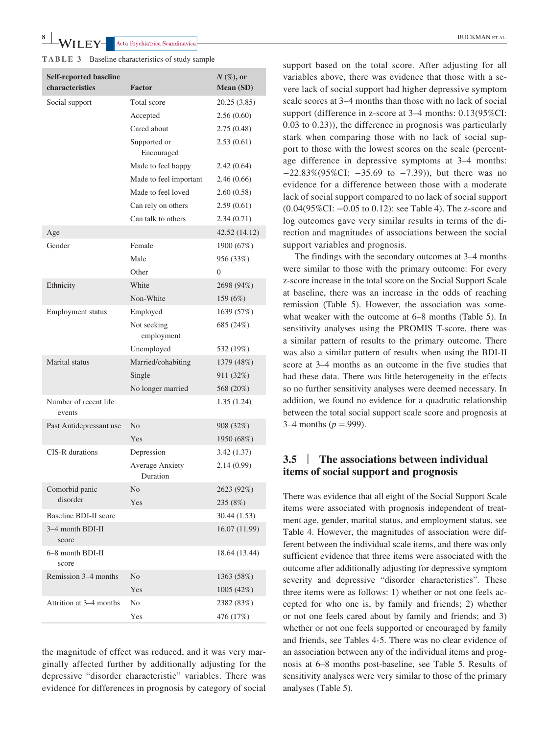**TABLE 3** Baseline characteristics of study sample

| Self-reported baseline characteristics | Factor | *N* (%), or Mean (SD) |
| --- | --- | --- |
| Social support | Total score | 20.25 (3.85) |
| | Accepted | 2.56 (0.60) |
| | Cared about | 2.75 (0.48) |
| | Supported or Encouraged | 2.53 (0.61) |
| | Made to feel happy | 2.42 (0.64) |
| | Made to feel important | 2.46 (0.66) |
| | Made to feel loved | 2.60 (0.58) |
| | Can rely on others | 2.59 (0.61) |
| | Can talk to others | 2.34 (0.71) |
| Age | | 42.52 (14.12) |
| Gender | Female | 1900 (67%) |
| | Male | 956 (33%) |
| | Other | 0 |
| Ethnicity | White | 2698 (94%) |
| | Non-White | 159 (6%) |
| Employment status | Employed | 1639 (57%) |
| | Not seeking employment | 685 (24%) |
| | Unemployed | 532 (19%) |
| Marital status | Married/cohabiting | 1379 (48%) |
| | Single | 911 (32%) |
| | No longer married | 568 (20%) |
| Number of recent life events | | 1.35 (1.24) |
| Past Antidepressant use | No | 908 (32%) |
| | Yes | 1950 (68%) |
| CIS-R durations | Depression | 3.42 (1.37) |
| | Average Anxiety Duration | 2.14 (0.99) |
| Comorbid panic disorder | No | 2623 (92%) |
| | Yes | 235 (8%) |
| Baseline BDI-II score | | 30.44 (1.53) |
| 3–4 month BDI-II score | | 16.07 (11.99) |
| 6–8 month BDI-II score | | 18.64 (13.44) |
| Remission 3–4 months | No | 1363 (58%) |
| | Yes | 1005 (42%) |
| Attrition at 3–4 months | No | 2382 (83%) |
| | Yes | 476 (17%) |

the magnitude of effect was reduced, and it was very marginally affected further by additionally adjusting for the depressive "disorder characteristic" variables. There was evidence for differences in prognosis by category of social support based on the total score. After adjusting for all variables above, there was evidence that those with a severe lack of social support had higher depressive symptom scale scores at 3–4 months than those with no lack of social support (difference in z-score at 3–4 months: 0.13(95%CI: 0.03 to 0.23)), the difference in prognosis was particularly stark when comparing those with no lack of social support to those with the lowest scores on the scale (percentage difference in depressive symptoms at 3–4 months: −22.83%(95%CI: −35.69 to −7.39)), but there was no evidence for a difference between those with a moderate lack of social support compared to no lack of social support (0.04(95%CI: −0.05 to 0.12): see Table 4). The z-score and log outcomes gave very similar results in terms of the direction and magnitudes of associations between the social support variables and prognosis.

The findings with the secondary outcomes at 3–4 months were similar to those with the primary outcome: For every z-score increase in the total score on the Social Support Scale at baseline, there was an increase in the odds of reaching remission (Table 5). However, the association was somewhat weaker with the outcome at 6–8 months (Table 5). In sensitivity analyses using the PROMIS T-score, there was a similar pattern of results to the primary outcome. There was also a similar pattern of results when using the BDI-II score at 3–4 months as an outcome in the five studies that had these data. There was little heterogeneity in the effects so no further sensitivity analyses were deemed necessary. In addition, we found no evidence for a quadratic relationship between the total social support scale score and prognosis at 3–4 months ($p = .999$).

### 3.5 | The associations between individual items of social support and prognosis

There was evidence that all eight of the Social Support Scale items were associated with prognosis independent of treatment age, gender, marital status, and employment status, see Table 4. However, the magnitudes of association were different between the individual scale items, and there was only sufficient evidence that three items were associated with the outcome after additionally adjusting for depressive symptom severity and depressive "disorder characteristics". These three items were as follows: 1) whether or not one feels accepted for who one is, by family and friends; 2) whether or not one feels cared about by family and friends; and 3) whether or not one feels supported or encouraged by family and friends, see Tables 4-5. There was no clear evidence of an association between any of the individual items and prognosis at 6–8 months post-baseline, see Table 5. Results of sensitivity analyses were very similar to those of the primary analyses (Table 5).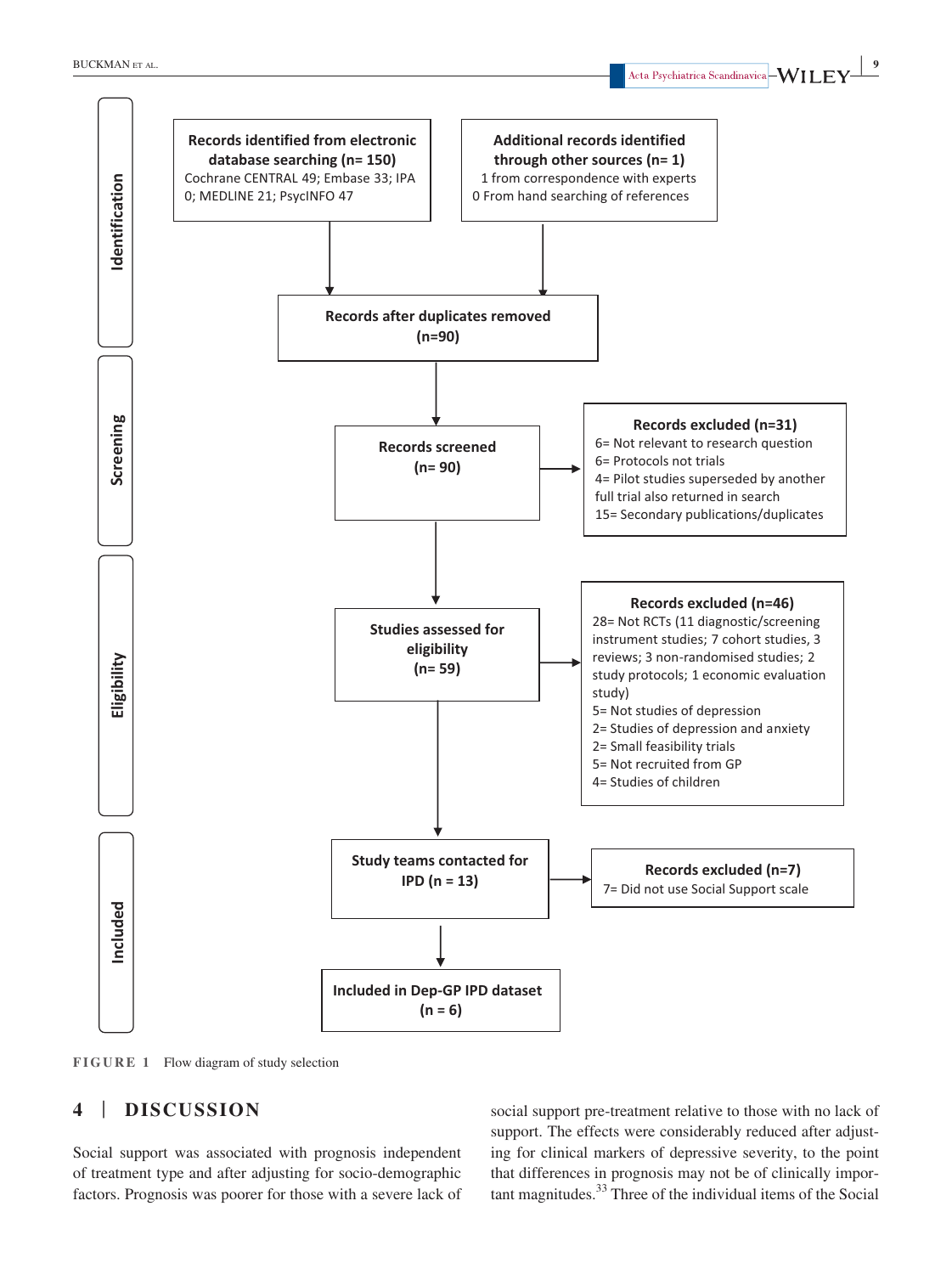**Identification**

**Records identified from electronic database searching (n= 150)**
Cochrane CENTRAL 49; Embase 33; IPA 0; MEDLINE 21; PsycINFO 47

**Additional records identified through other sources (n= 1)**
1 from correspondence with experts
0 From hand searching of references

**Records after duplicates removed (n=90)**

**Screening**

**Records screened (n= 90)**

**Records excluded (n=31)**
6= Not relevant to research question
6= Protocols not trials
4= Pilot studies superseded by another full trial also returned in search
15= Secondary publications/duplicates

**Eligibility**

**Studies assessed for eligibility (n= 59)**

**Records excluded (n=46)**
28= Not RCTs (11 diagnostic/screening instrument studies; 7 cohort studies, 3 reviews; 3 non-randomised studies; 2 study protocols; 1 economic evaluation study)
5= Not studies of depression
2= Studies of depression and anxiety
2= Small feasibility trials
5= Not recruited from GP
4= Studies of children

**Included**

**Study teams contacted for IPD (n = 13)**

**Records excluded (n=7)**
7= Did not use Social Support scale

**Included in Dep-GP IPD dataset (n = 6)**

FIGURE 1 Flow diagram of study selection

## 4 | DISCUSSION

Social support was associated with prognosis independent of treatment type and after adjusting for socio-demographic factors. Prognosis was poorer for those with a severe lack of social support pre-treatment relative to those with no lack of support. The effects were considerably reduced after adjusting for clinical markers of depressive severity, to the point that differences in prognosis may not be of clinically important magnitudes.[33] Three of the individual items of the Social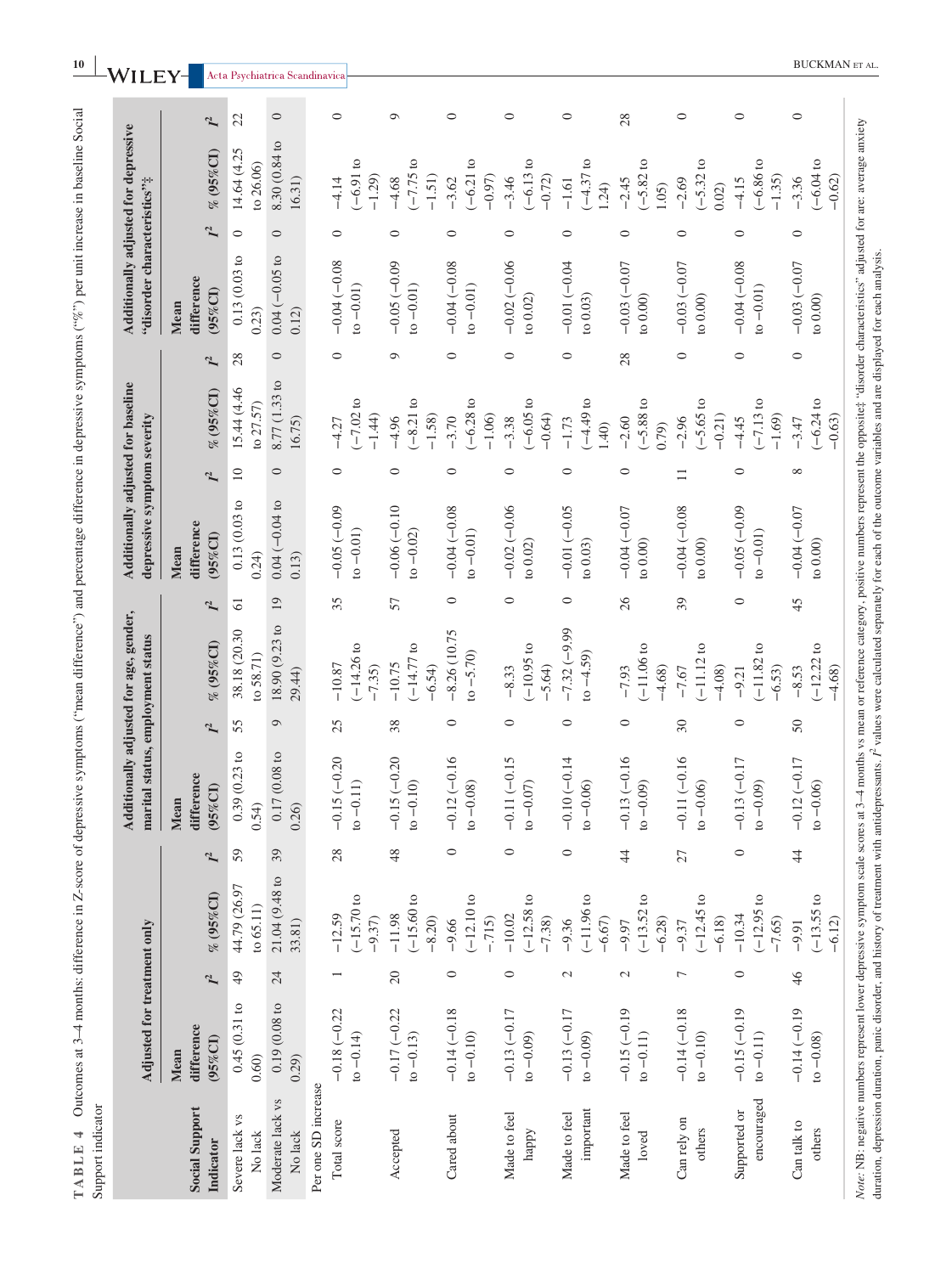**TABLE 4** Outcomes at 3–4 months: difference in Z-score of depressive symptoms ("mean difference") and percentage difference in depressive symptoms ("%") per unit increase in baseline Social Support indicator

| Social Support Indicator | Adjusted for treatment only | | | | Additionally adjusted for age, gender, marital status, employment status | | | | Additionally adjusted for baseline depressive symptom severity | | | | Additionally adjusted for depressive "disorder characteristics"‡ | | | |
|---|---|---|---|---|---|---|---|---|---|---|---|---|---|---|---|---|
| | Mean difference (95%CI) | $I^2$ | % (95%CI) | $I^2$ | Mean difference (95%CI) | $I^2$ | % (95%CI) | $I^2$ | Mean difference (95%CI) | $I^2$ | % (95%CI) | $I^2$ | Mean difference (95%CI) | $I^2$ | % (95%CI) | $I^2$ |
| Severe lack vs No lack | 0.45 (0.31 to 0.60) | 49 | 44.79 (26.97 to 65.11) | 59 | 0.39 (0.23 to 0.54) | 55 | 38.18 (20.30 to 58.71) | 61 | 0.13 (0.03 to 0.24) | 10 | 15.44 (4.46 to 27.57) | 28 | 0.13 (0.03 to 0.23) | 0 | 14.64 (4.25 to 26.06) | 22 |
| Moderate lack vs No lack | 0.19 (0.08 to 0.29) | 24 | 21.04 (9.48 to 33.81) | 39 | 0.17 (0.08 to 0.26) | 9 | 18.90 (9.23 to 29.44) | 19 | 0.04 (−0.04 to 0.13) | 0 | 8.77 (1.33 to 16.75) | 0 | 0.04 (−0.05 to 0.12) | 0 | 8.30 (0.84 to 16.31) | 0 |
| Per one SD increase | | | | | | | | | | | | | | | | |
| Total score | −0.18 (−0.22 to −0.14) | 1 | −12.59 (−15.70 to −9.37) | 28 | −0.15 (−0.20 to −0.11) | 25 | −10.87 (−14.26 to −7.35) | 35 | −0.05 (−0.09 to −0.01) | 0 | −4.27 (−7.02 to −1.44) | 0 | −0.04 (−0.08 to −0.01) | 0 | −4.14 (−6.91 to −1.29) | 0 |
| Accepted | −0.17 (−0.22 to −0.13) | 20 | −11.98 (−15.60 to −8.20) | 48 | −0.15 (−0.20 to −0.10) | 38 | −10.75 (−14.77 to −6.54) | 57 | −0.06 (−0.10 to −0.02) | 0 | −4.96 (−8.21 to −1.58) | 9 | −0.05 (−0.09 to −0.01) | 0 | −4.68 (−7.75 to −1.51) | 9 |
| Cared about | −0.14 (−0.18 to −0.10) | 0 | −9.66 (−12.10 to −.715) | 0 | −0.12 (−0.16 to −0.08) | 0 | −8.26 (10.75 to −5.70) | 0 | −0.04 (−0.08 to −0.01) | 0 | −3.70 (−6.28 to −1.06) | 0 | −0.04 (−0.08 to −0.01) | 0 | −3.62 (−6.21 to −0.97) | 0 |
| Made to feel happy | −0.13 (−0.17 to −0.09) | 0 | −10.02 (−12.58 to −7.38) | 0 | −0.11 (−0.15 to −0.07) | 0 | −8.33 (−10.95 to −5.64) | 0 | −0.02 (−0.06 to 0.02) | 0 | −3.38 (−6.05 to −0.64) | 0 | −0.02 (−0.06 to 0.02) | 0 | −3.46 (−6.13 to −0.72) | 0 |
| Made to feel important | −0.13 (−0.17 to −0.09) | 2 | −9.36 (−11.96 to −6.67) | 0 | −0.10 (−0.14 to −0.06) | 0 | −7.32 (−9.99 to −4.59) | 0 | −0.01 (−0.05 to 0.03) | 0 | −1.73 (−4.49 to 1.40) | 0 | −0.01 (−0.04 to 0.03) | 0 | −1.61 (−4.37 to 1.24) | 0 |
| Made to feel loved | −0.15 (−0.19 to −0.11) | 2 | −9.97 (−13.52 to −6.28) | 44 | −0.13 (−0.16 to −0.09) | 0 | −7.93 (−11.06 to −4.68) | 26 | −0.04 (−0.07 to 0.00) | 0 | −2.60 (−5.88 to 0.79) | 28 | −0.03 (−0.07 to 0.00) | 0 | −2.45 (−5.82 to 1.05) | 28 |
| Can rely on others | −0.14 (−0.18 to −0.10) | 7 | −9.37 (−12.45 to −6.18) | 27 | −0.11 (−0.16 to −0.06) | 30 | −7.67 (−11.12 to −4.08) | 39 | −0.04 (−0.08 to 0.00) | 11 | −2.96 (−5.65 to −0.21) | 0 | −0.03 (−0.07 to 0.00) | 0 | −2.69 (−5.32 to 0.02) | 0 |
| Supported or encouraged | −0.15 (−0.19 to −0.11) | 0 | −10.34 (−12.95 to −7.65) | 0 | −0.13 (−0.17 to −0.09) | 0 | −9.21 (−11.82 to −6.53) | 0 | −0.05 (−0.09 to −0.01) | 0 | −4.45 (−7.13 to −1.69) | 0 | −0.04 (−0.08 to −0.01) | 0 | −4.15 (−6.86 to −1.35) | 0 |
| Can talk to others | −0.14 (−0.19 to −0.08) | 46 | −9.91 (−13.55 to −6.12) | 44 | −0.12 (−0.17 to −0.06) | 50 | −8.53 (−12.22 to −4.68) | 45 | −0.04 (−0.07 to 0.00) | 8 | −3.47 (−6.24 to −0.63) | 0 | −0.03 (−0.07 to 0.00) | 0 | −3.36 (−6.04 to −0.62) | 0 |

*Note:* NB: negative numbers represent lower depressive symptom scale scores at 3–4 months vs mean or reference category, positive numbers represent the opposite‡ "disorder characteristics" adjusted for are: average anxiety duration, depression duration, panic disorder, and history of treatment with antidepressants. $I^2$ values were calculated separately for each of the outcome variables and are displayed for each analysis.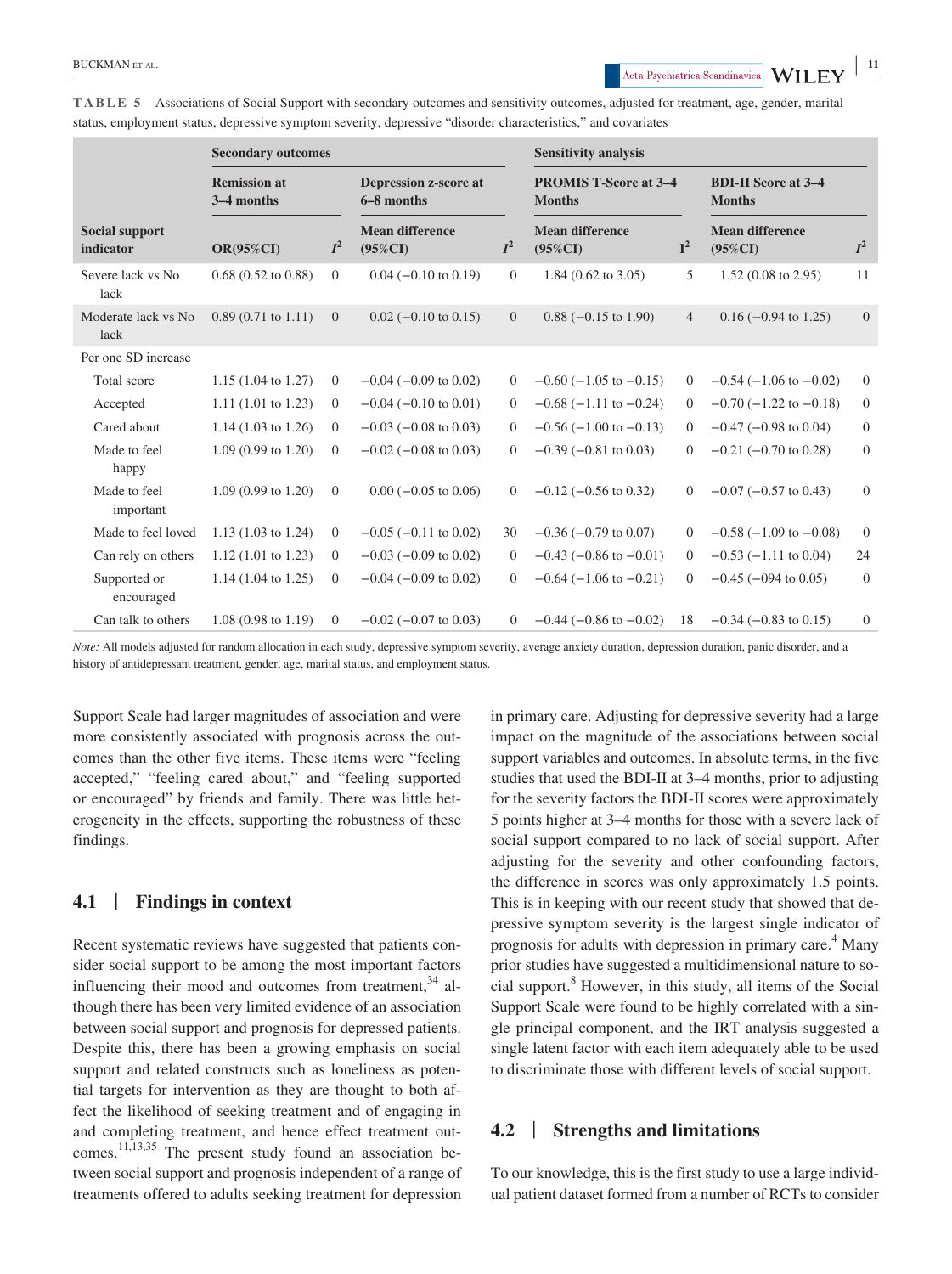**TABLE 5** Associations of Social Support with secondary outcomes and sensitivity outcomes, adjusted for treatment, age, gender, marital status, employment status, depressive symptom severity, depressive "disorder characteristics," and covariates

| | Secondary outcomes | | | | Sensitivity analysis | | | |
|---|---|---|---|---|---|---|---|---|
| | Remission at 3–4 months | | Depression z-score at 6–8 months | | PROMIS T-Score at 3–4 Months | | BDI-II Score at 3–4 Months | |
| Social support indicator | OR(95%CI) | $I^2$ | Mean difference (95%CI) | $I^2$ | Mean difference (95%CI) | $I^2$ | Mean difference (95%CI) | $I^2$ |
| Severe lack vs No lack | 0.68 (0.52 to 0.88) | 0 | 0.04 (−0.10 to 0.19) | 0 | 1.84 (0.62 to 3.05) | 5 | 1.52 (0.08 to 2.95) | 11 |
| Moderate lack vs No lack | 0.89 (0.71 to 1.11) | 0 | 0.02 (−0.10 to 0.15) | 0 | 0.88 (−0.15 to 1.90) | 4 | 0.16 (−0.94 to 1.25) | 0 |
| Per one SD increase | | | | | | | | |
| Total score | 1.15 (1.04 to 1.27) | 0 | −0.04 (−0.09 to 0.02) | 0 | −0.60 (−1.05 to −0.15) | 0 | −0.54 (−1.06 to −0.02) | 0 |
| Accepted | 1.11 (1.01 to 1.23) | 0 | −0.04 (−0.10 to 0.01) | 0 | −0.68 (−1.11 to −0.24) | 0 | −0.70 (−1.22 to −0.18) | 0 |
| Cared about | 1.14 (1.03 to 1.26) | 0 | −0.03 (−0.08 to 0.03) | 0 | −0.56 (−1.00 to −0.13) | 0 | −0.47 (−0.98 to 0.04) | 0 |
| Made to feel happy | 1.09 (0.99 to 1.20) | 0 | −0.02 (−0.08 to 0.03) | 0 | −0.39 (−0.81 to 0.03) | 0 | −0.21 (−0.70 to 0.28) | 0 |
| Made to feel important | 1.09 (0.99 to 1.20) | 0 | 0.00 (−0.05 to 0.06) | 0 | −0.12 (−0.56 to 0.32) | 0 | −0.07 (−0.57 to 0.43) | 0 |
| Made to feel loved | 1.13 (1.03 to 1.24) | 0 | −0.05 (−0.11 to 0.02) | 30 | −0.36 (−0.79 to 0.07) | 0 | −0.58 (−1.09 to −0.08) | 0 |
| Can rely on others | 1.12 (1.01 to 1.23) | 0 | −0.03 (−0.09 to 0.02) | 0 | −0.43 (−0.86 to −0.01) | 0 | −0.53 (−1.11 to 0.04) | 24 |
| Supported or encouraged | 1.14 (1.04 to 1.25) | 0 | −0.04 (−0.09 to 0.02) | 0 | −0.64 (−1.06 to −0.21) | 0 | −0.45 (−094 to 0.05) | 0 |
| Can talk to others | 1.08 (0.98 to 1.19) | 0 | −0.02 (−0.07 to 0.03) | 0 | −0.44 (−0.86 to −0.02) | 18 | −0.34 (−0.83 to 0.15) | 0 |

*Note:* All models adjusted for random allocation in each study, depressive symptom severity, average anxiety duration, depression duration, panic disorder, and a history of antidepressant treatment, gender, age, marital status, and employment status.

Support Scale had larger magnitudes of association and were more consistently associated with prognosis across the outcomes than the other five items. These items were "feeling accepted," "feeling cared about," and "feeling supported or encouraged" by friends and family. There was little heterogeneity in the effects, supporting the robustness of these findings.

## 4.1 | Findings in context

Recent systematic reviews have suggested that patients consider social support to be among the most important factors influencing their mood and outcomes from treatment,[34] although there has been very limited evidence of an association between social support and prognosis for depressed patients. Despite this, there has been a growing emphasis on social support and related constructs such as loneliness as potential targets for intervention as they are thought to both affect the likelihood of seeking treatment and of engaging in and completing treatment, and hence effect treatment outcomes.[11,13,35] The present study found an association between social support and prognosis independent of a range of treatments offered to adults seeking treatment for depression in primary care. Adjusting for depressive severity had a large impact on the magnitude of the associations between social support variables and outcomes. In absolute terms, in the five studies that used the BDI-II at 3–4 months, prior to adjusting for the severity factors the BDI-II scores were approximately 5 points higher at 3–4 months for those with a severe lack of social support compared to no lack of social support. After adjusting for the severity and other confounding factors, the difference in scores was only approximately 1.5 points. This is in keeping with our recent study that showed that depressive symptom severity is the largest single indicator of prognosis for adults with depression in primary care.[4] Many prior studies have suggested a multidimensional nature to social support.[8] However, in this study, all items of the Social Support Scale were found to be highly correlated with a single principal component, and the IRT analysis suggested a single latent factor with each item adequately able to be used to discriminate those with different levels of social support.

## 4.2 | Strengths and limitations

To our knowledge, this is the first study to use a large individual patient dataset formed from a number of RCTs to consider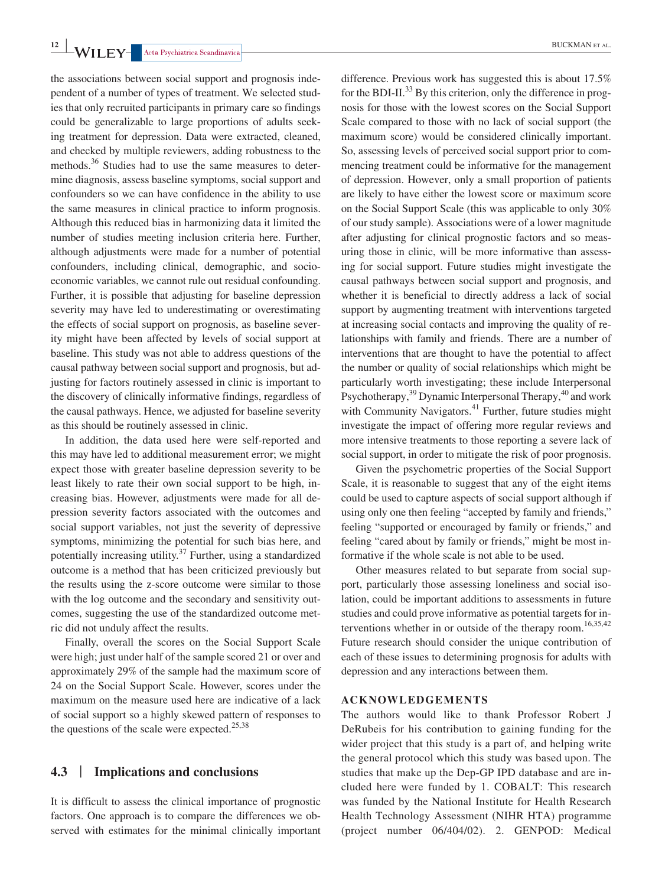the associations between social support and prognosis independent of a number of types of treatment. We selected studies that only recruited participants in primary care so findings could be generalizable to large proportions of adults seeking treatment for depression. Data were extracted, cleaned, and checked by multiple reviewers, adding robustness to the methods.[36] Studies had to use the same measures to determine diagnosis, assess baseline symptoms, social support and confounders so we can have confidence in the ability to use the same measures in clinical practice to inform prognosis. Although this reduced bias in harmonizing data it limited the number of studies meeting inclusion criteria here. Further, although adjustments were made for a number of potential confounders, including clinical, demographic, and socioeconomic variables, we cannot rule out residual confounding. Further, it is possible that adjusting for baseline depression severity may have led to underestimating or overestimating the effects of social support on prognosis, as baseline severity might have been affected by levels of social support at baseline. This study was not able to address questions of the causal pathway between social support and prognosis, but adjusting for factors routinely assessed in clinic is important to the discovery of clinically informative findings, regardless of the causal pathways. Hence, we adjusted for baseline severity as this should be routinely assessed in clinic.

In addition, the data used here were self-reported and this may have led to additional measurement error; we might expect those with greater baseline depression severity to be least likely to rate their own social support to be high, increasing bias. However, adjustments were made for all depression severity factors associated with the outcomes and social support variables, not just the severity of depressive symptoms, minimizing the potential for such bias here, and potentially increasing utility.[37] Further, using a standardized outcome is a method that has been criticized previously but the results using the z-score outcome were similar to those with the log outcome and the secondary and sensitivity outcomes, suggesting the use of the standardized outcome metric did not unduly affect the results.

Finally, overall the scores on the Social Support Scale were high; just under half of the sample scored 21 or over and approximately 29% of the sample had the maximum score of 24 on the Social Support Scale. However, scores under the maximum on the measure used here are indicative of a lack of social support so a highly skewed pattern of responses to the questions of the scale were expected.[25,38]

### 4.3 | Implications and conclusions

It is difficult to assess the clinical importance of prognostic factors. One approach is to compare the differences we observed with estimates for the minimal clinically important difference. Previous work has suggested this is about 17.5% for the BDI-II.[33] By this criterion, only the difference in prognosis for those with the lowest scores on the Social Support Scale compared to those with no lack of social support (the maximum score) would be considered clinically important. So, assessing levels of perceived social support prior to commencing treatment could be informative for the management of depression. However, only a small proportion of patients are likely to have either the lowest score or maximum score on the Social Support Scale (this was applicable to only 30% of our study sample). Associations were of a lower magnitude after adjusting for clinical prognostic factors and so measuring those in clinic, will be more informative than assessing for social support. Future studies might investigate the causal pathways between social support and prognosis, and whether it is beneficial to directly address a lack of social support by augmenting treatment with interventions targeted at increasing social contacts and improving the quality of relationships with family and friends. There are a number of interventions that are thought to have the potential to affect the number or quality of social relationships which might be particularly worth investigating; these include Interpersonal Psychotherapy,[39] Dynamic Interpersonal Therapy,[40] and work with Community Navigators.[41] Further, future studies might investigate the impact of offering more regular reviews and more intensive treatments to those reporting a severe lack of social support, in order to mitigate the risk of poor prognosis.

Given the psychometric properties of the Social Support Scale, it is reasonable to suggest that any of the eight items could be used to capture aspects of social support although if using only one then feeling "accepted by family and friends," feeling "supported or encouraged by family or friends," and feeling "cared about by family or friends," might be most informative if the whole scale is not able to be used.

Other measures related to but separate from social support, particularly those assessing loneliness and social isolation, could be important additions to assessments in future studies and could prove informative as potential targets for interventions whether in or outside of the therapy room.[16,35,42] Future research should consider the unique contribution of each of these issues to determining prognosis for adults with depression and any interactions between them.

## ACKNOWLEDGEMENTS

The authors would like to thank Professor Robert J DeRubeis for his contribution to gaining funding for the wider project that this study is a part of, and helping write the general protocol which this study was based upon. The studies that make up the Dep-GP IPD database and are included here were funded by 1. COBALT: This research was funded by the National Institute for Health Research Health Technology Assessment (NIHR HTA) programme (project number 06/404/02). 2. GENPOD: Medical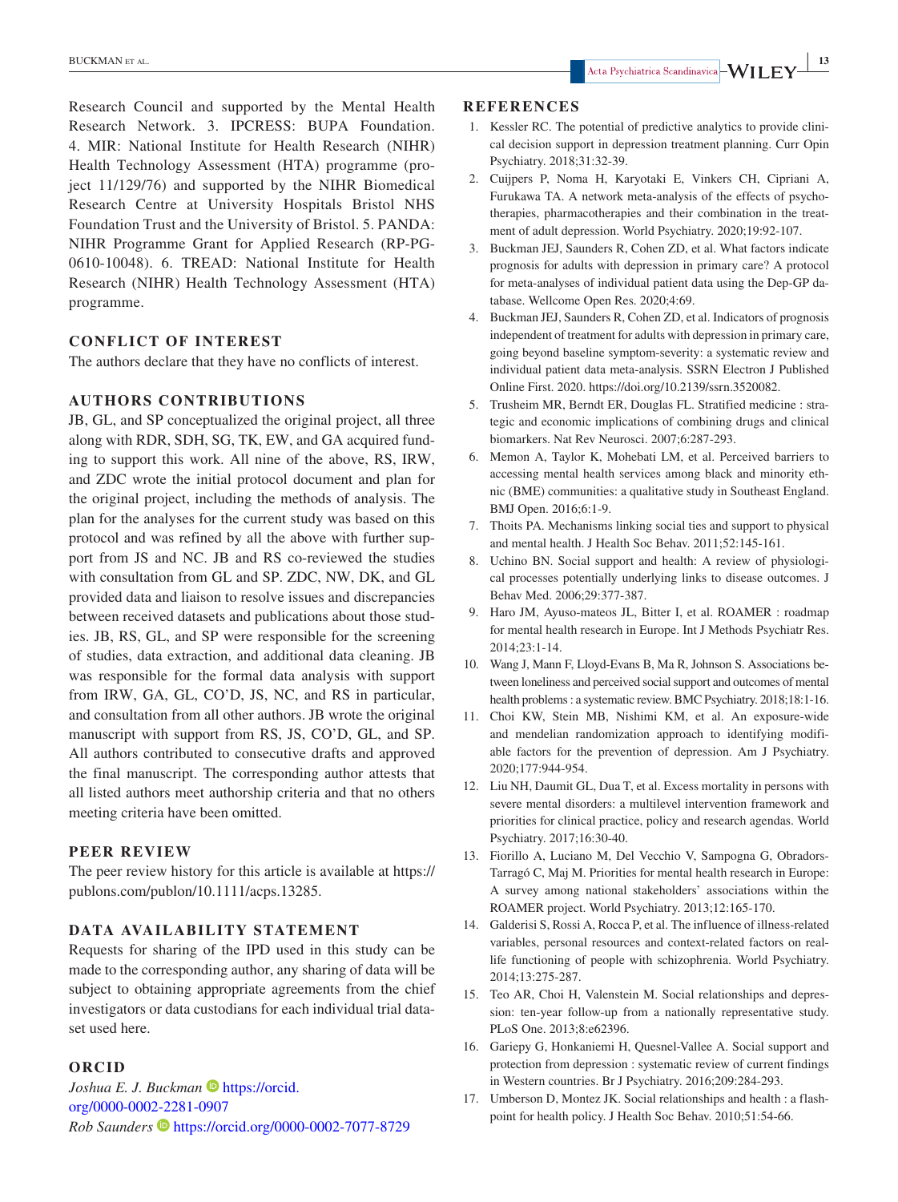Research Council and supported by the Mental Health Research Network. 3. IPCRESS: BUPA Foundation. 4. MIR: National Institute for Health Research (NIHR) Health Technology Assessment (HTA) programme (project 11/129/76) and supported by the NIHR Biomedical Research Centre at University Hospitals Bristol NHS Foundation Trust and the University of Bristol. 5. PANDA: NIHR Programme Grant for Applied Research (RP-PG-0610-10048). 6. TREAD: National Institute for Health Research (NIHR) Health Technology Assessment (HTA) programme.

## CONFLICT OF INTEREST

The authors declare that they have no conflicts of interest.

## AUTHORS CONTRIBUTIONS

JB, GL, and SP conceptualized the original project, all three along with RDR, SDH, SG, TK, EW, and GA acquired funding to support this work. All nine of the above, RS, IRW, and ZDC wrote the initial protocol document and plan for the original project, including the methods of analysis. The plan for the analyses for the current study was based on this protocol and was refined by all the above with further support from JS and NC. JB and RS co-reviewed the studies with consultation from GL and SP. ZDC, NW, DK, and GL provided data and liaison to resolve issues and discrepancies between received datasets and publications about those studies. JB, RS, GL, and SP were responsible for the screening of studies, data extraction, and additional data cleaning. JB was responsible for the formal data analysis with support from IRW, GA, GL, CO'D, JS, NC, and RS in particular, and consultation from all other authors. JB wrote the original manuscript with support from RS, JS, CO'D, GL, and SP. All authors contributed to consecutive drafts and approved the final manuscript. The corresponding author attests that all listed authors meet authorship criteria and that no others meeting criteria have been omitted.

## PEER REVIEW

The peer review history for this article is available at https://publons.com/publon/10.1111/acps.13285.

## DATA AVAILABILITY STATEMENT

Requests for sharing of the IPD used in this study can be made to the corresponding author, any sharing of data will be subject to obtaining appropriate agreements from the chief investigators or data custodians for each individual trial dataset used here.

## ORCID

*Joshua E. J. Buckman* https://orcid.org/0000-0002-2281-0907
*Rob Saunders* https://orcid.org/0000-0002-7077-8729

## REFERENCES

1. Kessler RC. The potential of predictive analytics to provide clinical decision support in depression treatment planning. Curr Opin Psychiatry. 2018;31:32-39.
2. Cuijpers P, Noma H, Karyotaki E, Vinkers CH, Cipriani A, Furukawa TA. A network meta-analysis of the effects of psychotherapies, pharmacotherapies and their combination in the treatment of adult depression. World Psychiatry. 2020;19:92-107.
3. Buckman JEJ, Saunders R, Cohen ZD, et al. What factors indicate prognosis for adults with depression in primary care? A protocol for meta-analyses of individual patient data using the Dep-GP database. Wellcome Open Res. 2020;4:69.
4. Buckman JEJ, Saunders R, Cohen ZD, et al. Indicators of prognosis independent of treatment for adults with depression in primary care, going beyond baseline symptom-severity: a systematic review and individual patient data meta-analysis. SSRN Electron J Published Online First. 2020. https://doi.org/10.2139/ssrn.3520082.
5. Trusheim MR, Berndt ER, Douglas FL. Stratified medicine : strategic and economic implications of combining drugs and clinical biomarkers. Nat Rev Neurosci. 2007;6:287-293.
6. Memon A, Taylor K, Mohebati LM, et al. Perceived barriers to accessing mental health services among black and minority ethnic (BME) communities: a qualitative study in Southeast England. BMJ Open. 2016;6:1-9.
7. Thoits PA. Mechanisms linking social ties and support to physical and mental health. J Health Soc Behav. 2011;52:145-161.
8. Uchino BN. Social support and health: A review of physiological processes potentially underlying links to disease outcomes. J Behav Med. 2006;29:377-387.
9. Haro JM, Ayuso-mateos JL, Bitter I, et al. ROAMER : roadmap for mental health research in Europe. Int J Methods Psychiatr Res. 2014;23:1-14.
10. Wang J, Mann F, Lloyd-Evans B, Ma R, Johnson S. Associations between loneliness and perceived social support and outcomes of mental health problems : a systematic review. BMC Psychiatry. 2018;18:1-16.
11. Choi KW, Stein MB, Nishimi KM, et al. An exposure-wide and mendelian randomization approach to identifying modifiable factors for the prevention of depression. Am J Psychiatry. 2020;177:944-954.
12. Liu NH, Daumit GL, Dua T, et al. Excess mortality in persons with severe mental disorders: a multilevel intervention framework and priorities for clinical practice, policy and research agendas. World Psychiatry. 2017;16:30-40.
13. Fiorillo A, Luciano M, Del Vecchio V, Sampogna G, Obradors-Tarragó C, Maj M. Priorities for mental health research in Europe: A survey among national stakeholders' associations within the ROAMER project. World Psychiatry. 2013;12:165-170.
14. Galderisi S, Rossi A, Rocca P, et al. The influence of illness-related variables, personal resources and context-related factors on real-life functioning of people with schizophrenia. World Psychiatry. 2014;13:275-287.
15. Teo AR, Choi H, Valenstein M. Social relationships and depression: ten-year follow-up from a nationally representative study. PLoS One. 2013;8:e62396.
16. Gariepy G, Honkaniemi H, Quesnel-Vallee A. Social support and protection from depression : systematic review of current findings in Western countries. Br J Psychiatry. 2016;209:284-293.
17. Umberson D, Montez JK. Social relationships and health : a flashpoint for health policy. J Health Soc Behav. 2010;51:54-66.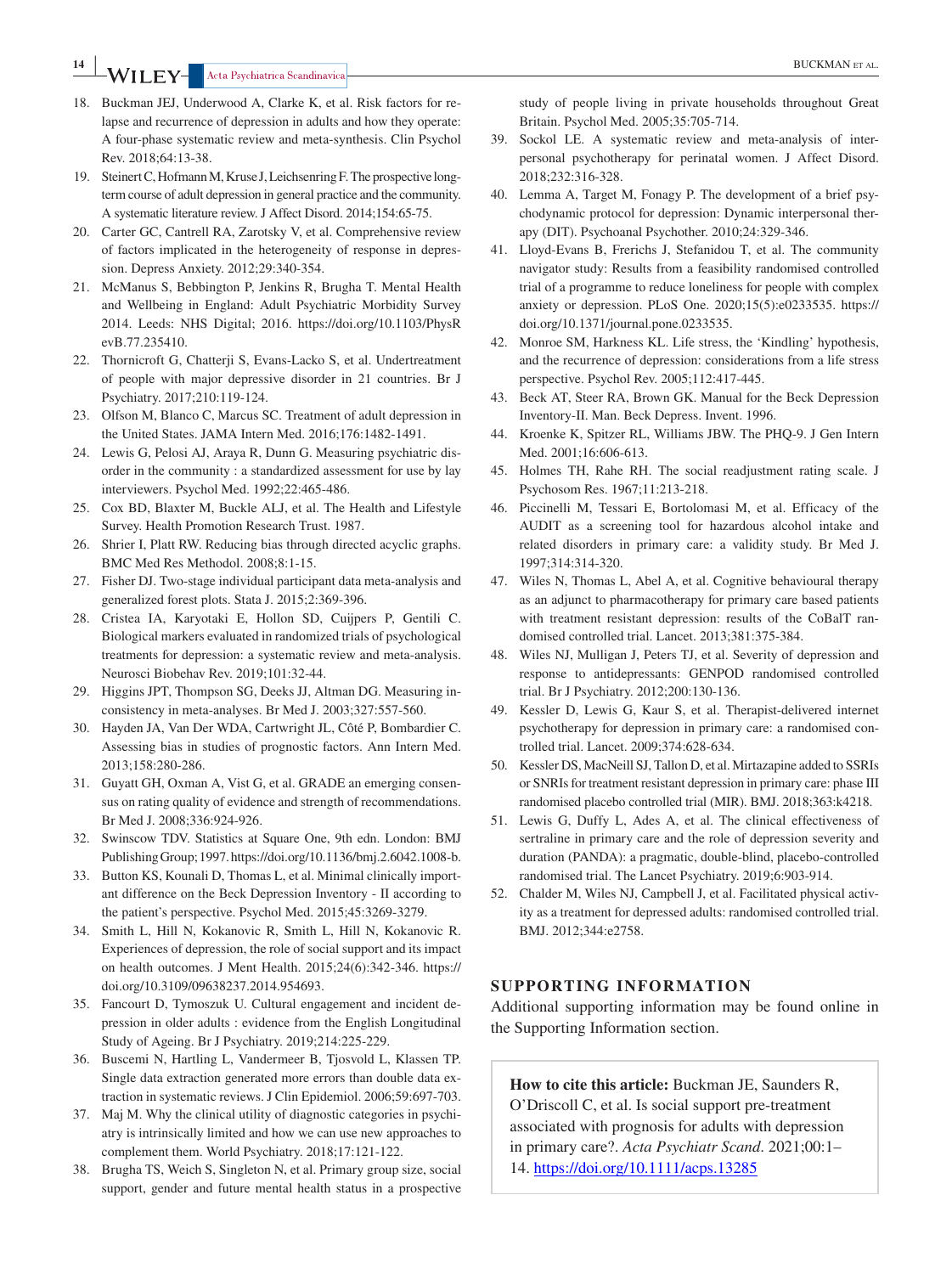18. Buckman JEJ, Underwood A, Clarke K, et al. Risk factors for relapse and recurrence of depression in adults and how they operate: A four-phase systematic review and meta-synthesis. Clin Psychol Rev. 2018;64:13-38.
19. Steinert C, Hofmann M, Kruse J, Leichsenring F. The prospective long-term course of adult depression in general practice and the community. A systematic literature review. J Affect Disord. 2014;154:65-75.
20. Carter GC, Cantrell RA, Zarotsky V, et al. Comprehensive review of factors implicated in the heterogeneity of response in depression. Depress Anxiety. 2012;29:340-354.
21. McManus S, Bebbington P, Jenkins R, Brugha T. Mental Health and Wellbeing in England: Adult Psychiatric Morbidity Survey 2014. Leeds: NHS Digital; 2016. https://doi.org/10.1103/PhysRevB.77.235410.
22. Thornicroft G, Chatterji S, Evans-Lacko S, et al. Undertreatment of people with major depressive disorder in 21 countries. Br J Psychiatry. 2017;210:119-124.
23. Olfson M, Blanco C, Marcus SC. Treatment of adult depression in the United States. JAMA Intern Med. 2016;176:1482-1491.
24. Lewis G, Pelosi AJ, Araya R, Dunn G. Measuring psychiatric disorder in the community : a standardized assessment for use by lay interviewers. Psychol Med. 1992;22:465-486.
25. Cox BD, Blaxter M, Buckle ALJ, et al. The Health and Lifestyle Survey. Health Promotion Research Trust. 1987.
26. Shrier I, Platt RW. Reducing bias through directed acyclic graphs. BMC Med Res Methodol. 2008;8:1-15.
27. Fisher DJ. Two-stage individual participant data meta-analysis and generalized forest plots. Stata J. 2015;2:369-396.
28. Cristea IA, Karyotaki E, Hollon SD, Cuijpers P, Gentili C. Biological markers evaluated in randomized trials of psychological treatments for depression: a systematic review and meta-analysis. Neurosci Biobehav Rev. 2019;101:32-44.
29. Higgins JPT, Thompson SG, Deeks JJ, Altman DG. Measuring inconsistency in meta-analyses. Br Med J. 2003;327:557-560.
30. Hayden JA, Van Der WDA, Cartwright JL, Côté P, Bombardier C. Assessing bias in studies of prognostic factors. Ann Intern Med. 2013;158:280-286.
31. Guyatt GH, Oxman A, Vist G, et al. GRADE an emerging consensus on rating quality of evidence and strength of recommendations. Br Med J. 2008;336:924-926.
32. Swinscow TDV. Statistics at Square One, 9th edn. London: BMJ Publishing Group; 1997. https://doi.org/10.1136/bmj.2.6042.1008-b.
33. Button KS, Kounali D, Thomas L, et al. Minimal clinically important difference on the Beck Depression Inventory - II according to the patient's perspective. Psychol Med. 2015;45:3269-3279.
34. Smith L, Hill N, Kokanovic R, Smith L, Hill N, Kokanovic R. Experiences of depression, the role of social support and its impact on health outcomes. J Ment Health. 2015;24(6):342-346. https://doi.org/10.3109/09638237.2014.954693.
35. Fancourt D, Tymoszuk U. Cultural engagement and incident depression in older adults : evidence from the English Longitudinal Study of Ageing. Br J Psychiatry. 2019;214:225-229.
36. Buscemi N, Hartling L, Vandermeer B, Tjosvold L, Klassen TP. Single data extraction generated more errors than double data extraction in systematic reviews. J Clin Epidemiol. 2006;59:697-703.
37. Maj M. Why the clinical utility of diagnostic categories in psychiatry is intrinsically limited and how we can use new approaches to complement them. World Psychiatry. 2018;17:121-122.
38. Brugha TS, Weich S, Singleton N, et al. Primary group size, social support, gender and future mental health status in a prospective study of people living in private households throughout Great Britain. Psychol Med. 2005;35:705-714.
39. Sockol LE. A systematic review and meta-analysis of interpersonal psychotherapy for perinatal women. J Affect Disord. 2018;232:316-328.
40. Lemma A, Target M, Fonagy P. The development of a brief psychodynamic protocol for depression: Dynamic interpersonal therapy (DIT). Psychoanal Psychother. 2010;24:329-346.
41. Lloyd-Evans B, Frerichs J, Stefanidou T, et al. The community navigator study: Results from a feasibility randomised controlled trial of a programme to reduce loneliness for people with complex anxiety or depression. PLoS One. 2020;15(5):e0233535. https://doi.org/10.1371/journal.pone.0233535.
42. Monroe SM, Harkness KL. Life stress, the 'Kindling' hypothesis, and the recurrence of depression: considerations from a life stress perspective. Psychol Rev. 2005;112:417-445.
43. Beck AT, Steer RA, Brown GK. Manual for the Beck Depression Inventory-II. Man. Beck Depress. Invent. 1996.
44. Kroenke K, Spitzer RL, Williams JBW. The PHQ-9. J Gen Intern Med. 2001;16:606-613.
45. Holmes TH, Rahe RH. The social readjustment rating scale. J Psychosom Res. 1967;11:213-218.
46. Piccinelli M, Tessari E, Bortolomasi M, et al. Efficacy of the AUDIT as a screening tool for hazardous alcohol intake and related disorders in primary care: a validity study. Br Med J. 1997;314:314-320.
47. Wiles N, Thomas L, Abel A, et al. Cognitive behavioural therapy as an adjunct to pharmacotherapy for primary care based patients with treatment resistant depression: results of the CoBalT randomised controlled trial. Lancet. 2013;381:375-384.
48. Wiles NJ, Mulligan J, Peters TJ, et al. Severity of depression and response to antidepressants: GENPOD randomised controlled trial. Br J Psychiatry. 2012;200:130-136.
49. Kessler D, Lewis G, Kaur S, et al. Therapist-delivered internet psychotherapy for depression in primary care: a randomised controlled trial. Lancet. 2009;374:628-634.
50. Kessler DS, MacNeill SJ, Tallon D, et al. Mirtazapine added to SSRIs or SNRIs for treatment resistant depression in primary care: phase III randomised placebo controlled trial (MIR). BMJ. 2018;363:k4218.
51. Lewis G, Duffy L, Ades A, et al. The clinical effectiveness of sertraline in primary care and the role of depression severity and duration (PANDA): a pragmatic, double-blind, placebo-controlled randomised trial. The Lancet Psychiatry. 2019;6:903-914.
52. Chalder M, Wiles NJ, Campbell J, et al. Facilitated physical activity as a treatment for depressed adults: randomised controlled trial. BMJ. 2012;344:e2758.

## SUPPORTING INFORMATION

Additional supporting information may be found online in the Supporting Information section.

**How to cite this article:** Buckman JE, Saunders R, O'Driscoll C, et al. Is social support pre-treatment associated with prognosis for adults with depression in primary care?. *Acta Psychiatr Scand*. 2021;00:1–14. https://doi.org/10.1111/acps.13285